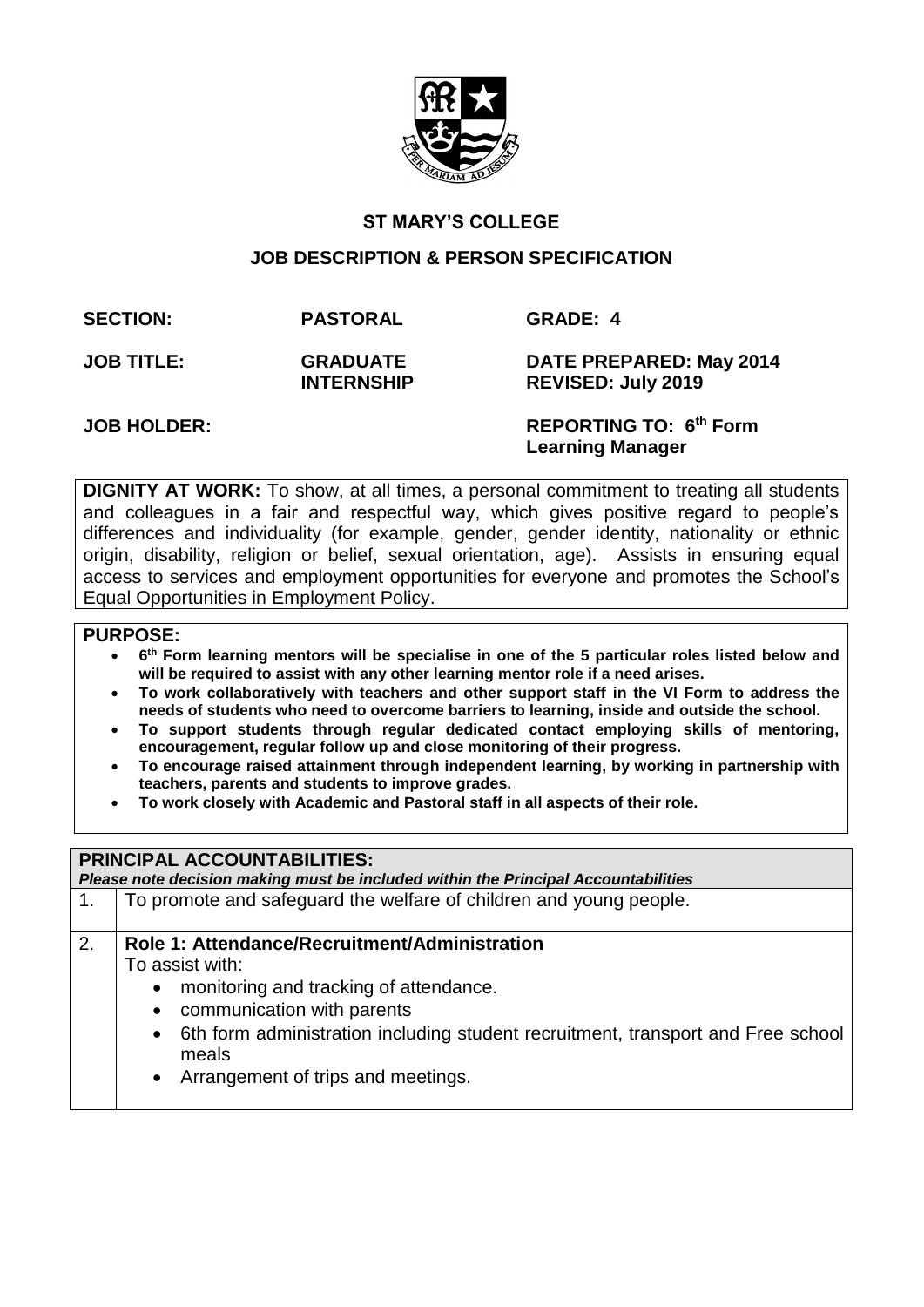# ST MARY'S COLLEGE

## JOB DESCRIPTION & PERSON SPECIFICATION

| | | |
|---|---|---|
| **SECTION:** | **PASTORAL** | **GRADE: 4** |
| **JOB TITLE:** | **GRADUATE INTERNSHIP** | **DATE PREPARED: May 2014 REVISED: July 2019** |
| **JOB HOLDER:** | | **REPORTING TO: 6th Form Learning Manager** |

**DIGNITY AT WORK:** To show, at all times, a personal commitment to treating all students and colleagues in a fair and respectful way, which gives positive regard to people's differences and individuality (for example, gender, gender identity, nationality or ethnic origin, disability, religion or belief, sexual orientation, age). Assists in ensuring equal access to services and employment opportunities for everyone and promotes the School's Equal Opportunities in Employment Policy.

**PURPOSE:**

- **6th Form learning mentors will be specialise in one of the 5 particular roles listed below and will be required to assist with any other learning mentor role if a need arises.**
- **To work collaboratively with teachers and other support staff in the VI Form to address the needs of students who need to overcome barriers to learning, inside and outside the school.**
- **To support students through regular dedicated contact employing skills of mentoring, encouragement, regular follow up and close monitoring of their progress.**
- **To encourage raised attainment through independent learning, by working in partnership with teachers, parents and students to improve grades.**
- **To work closely with Academic and Pastoral staff in all aspects of their role.**

**PRINCIPAL ACCOUNTABILITIES:**
***Please note decision making must be included within the Principal Accountabilities***

| | |
|---|---|
| 1. | To promote and safeguard the welfare of children and young people. |
| 2. | **Role 1: Attendance/Recruitment/Administration**<br>To assist with:<br>• monitoring and tracking of attendance.<br>• communication with parents<br>• 6th form administration including student recruitment, transport and Free school meals<br>• Arrangement of trips and meetings. |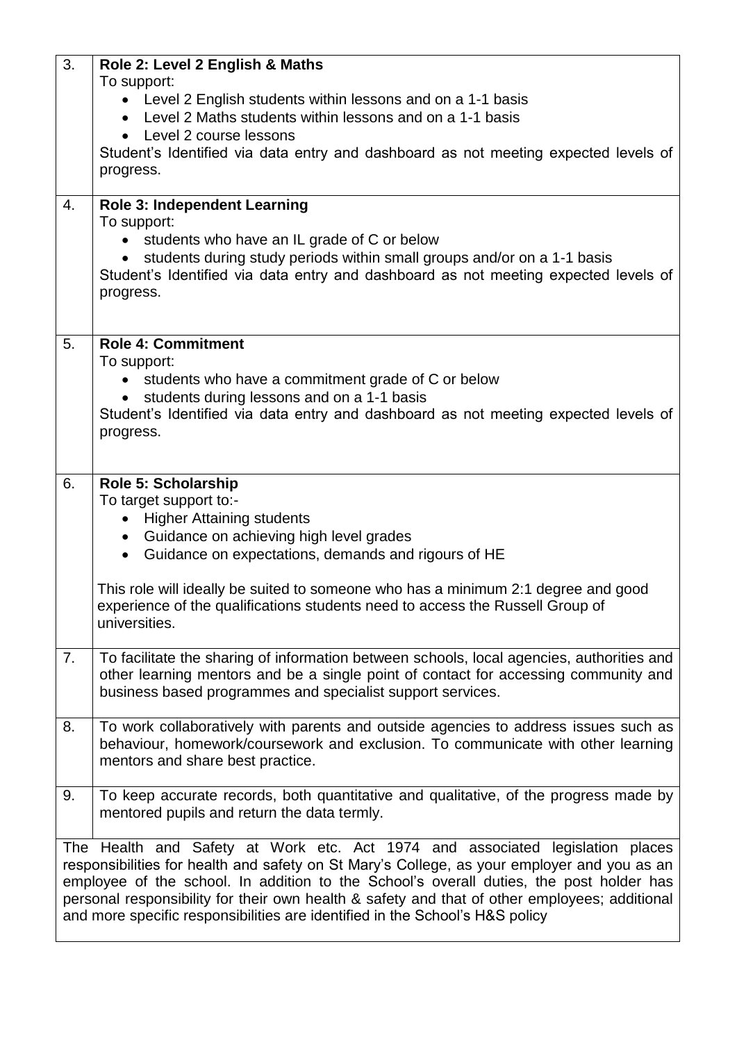| | |
|---|---|
| 3. | **Role 2: Level 2 English & Maths**<br>To support:<br>• Level 2 English students within lessons and on a 1-1 basis<br>• Level 2 Maths students within lessons and on a 1-1 basis<br>• Level 2 course lessons<br>Student's Identified via data entry and dashboard as not meeting expected levels of progress. |
| 4. | **Role 3: Independent Learning**<br>To support:<br>• students who have an IL grade of C or below<br>• students during study periods within small groups and/or on a 1-1 basis<br>Student's Identified via data entry and dashboard as not meeting expected levels of progress. |
| 5. | **Role 4: Commitment**<br>To support:<br>• students who have a commitment grade of C or below<br>• students during lessons and on a 1-1 basis<br>Student's Identified via data entry and dashboard as not meeting expected levels of progress. |
| 6. | **Role 5: Scholarship**<br>To target support to:-<br>• Higher Attaining students<br>• Guidance on achieving high level grades<br>• Guidance on expectations, demands and rigours of HE<br><br>This role will ideally be suited to someone who has a minimum 2:1 degree and good experience of the qualifications students need to access the Russell Group of universities. |
| 7. | To facilitate the sharing of information between schools, local agencies, authorities and other learning mentors and be a single point of contact for accessing community and business based programmes and specialist support services. |
| 8. | To work collaboratively with parents and outside agencies to address issues such as behaviour, homework/coursework and exclusion. To communicate with other learning mentors and share best practice. |
| 9. | To keep accurate records, both quantitative and qualitative, of the progress made by mentored pupils and return the data termly. |

The Health and Safety at Work etc. Act 1974 and associated legislation places responsibilities for health and safety on St Mary's College, as your employer and you as an employee of the school. In addition to the School's overall duties, the post holder has personal responsibility for their own health & safety and that of other employees; additional and more specific responsibilities are identified in the School's H&S policy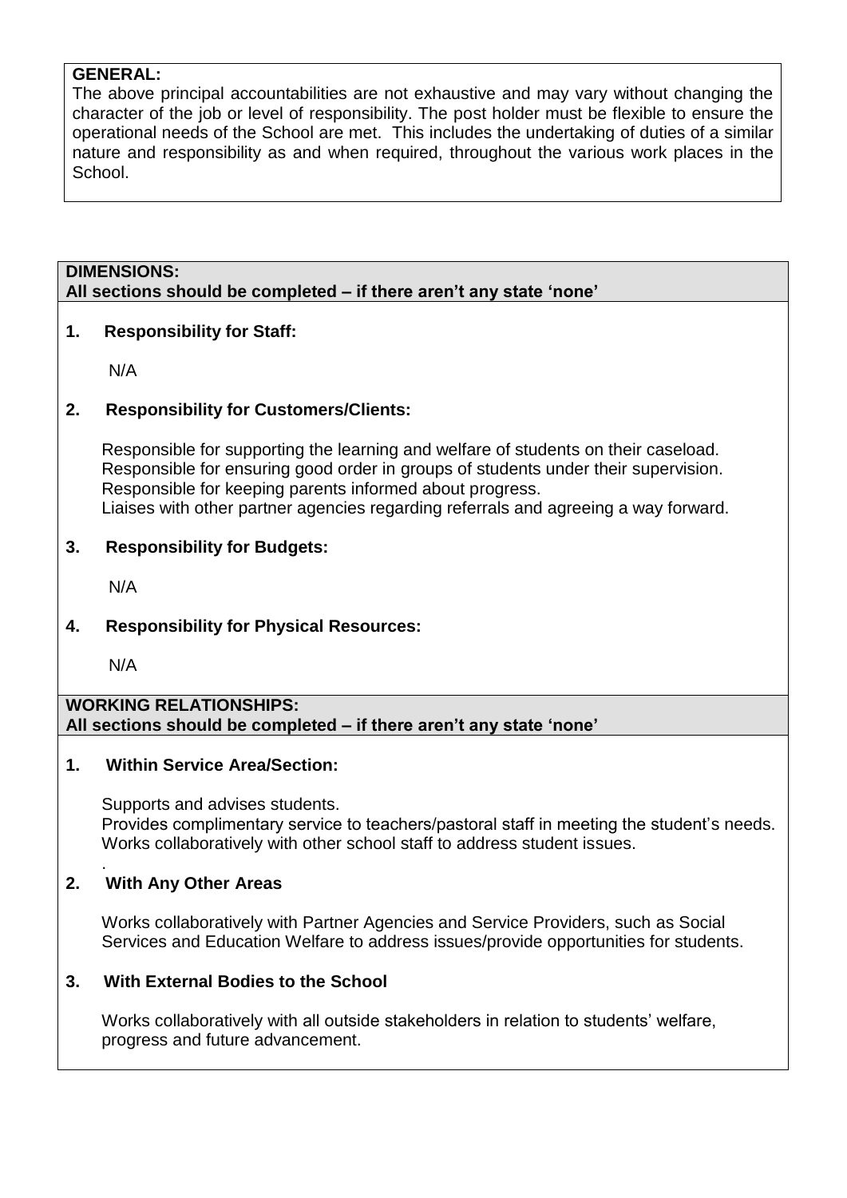**GENERAL:**
The above principal accountabilities are not exhaustive and may vary without changing the character of the job or level of responsibility. The post holder must be flexible to ensure the operational needs of the School are met. This includes the undertaking of duties of a similar nature and responsibility as and when required, throughout the various work places in the School.

**DIMENSIONS:**
**All sections should be completed – if there aren't any state 'none'**

**1. Responsibility for Staff:**

N/A

**2. Responsibility for Customers/Clients:**

Responsible for supporting the learning and welfare of students on their caseload.
Responsible for ensuring good order in groups of students under their supervision.
Responsible for keeping parents informed about progress.
Liaises with other partner agencies regarding referrals and agreeing a way forward.

**3. Responsibility for Budgets:**

N/A

**4. Responsibility for Physical Resources:**

N/A

**WORKING RELATIONSHIPS:**
**All sections should be completed – if there aren't any state 'none'**

**1. Within Service Area/Section:**

Supports and advises students.
Provides complimentary service to teachers/pastoral staff in meeting the student's needs.
Works collaboratively with other school staff to address student issues.

**2. With Any Other Areas**

Works collaboratively with Partner Agencies and Service Providers, such as Social Services and Education Welfare to address issues/provide opportunities for students.

**3. With External Bodies to the School**

Works collaboratively with all outside stakeholders in relation to students' welfare, progress and future advancement.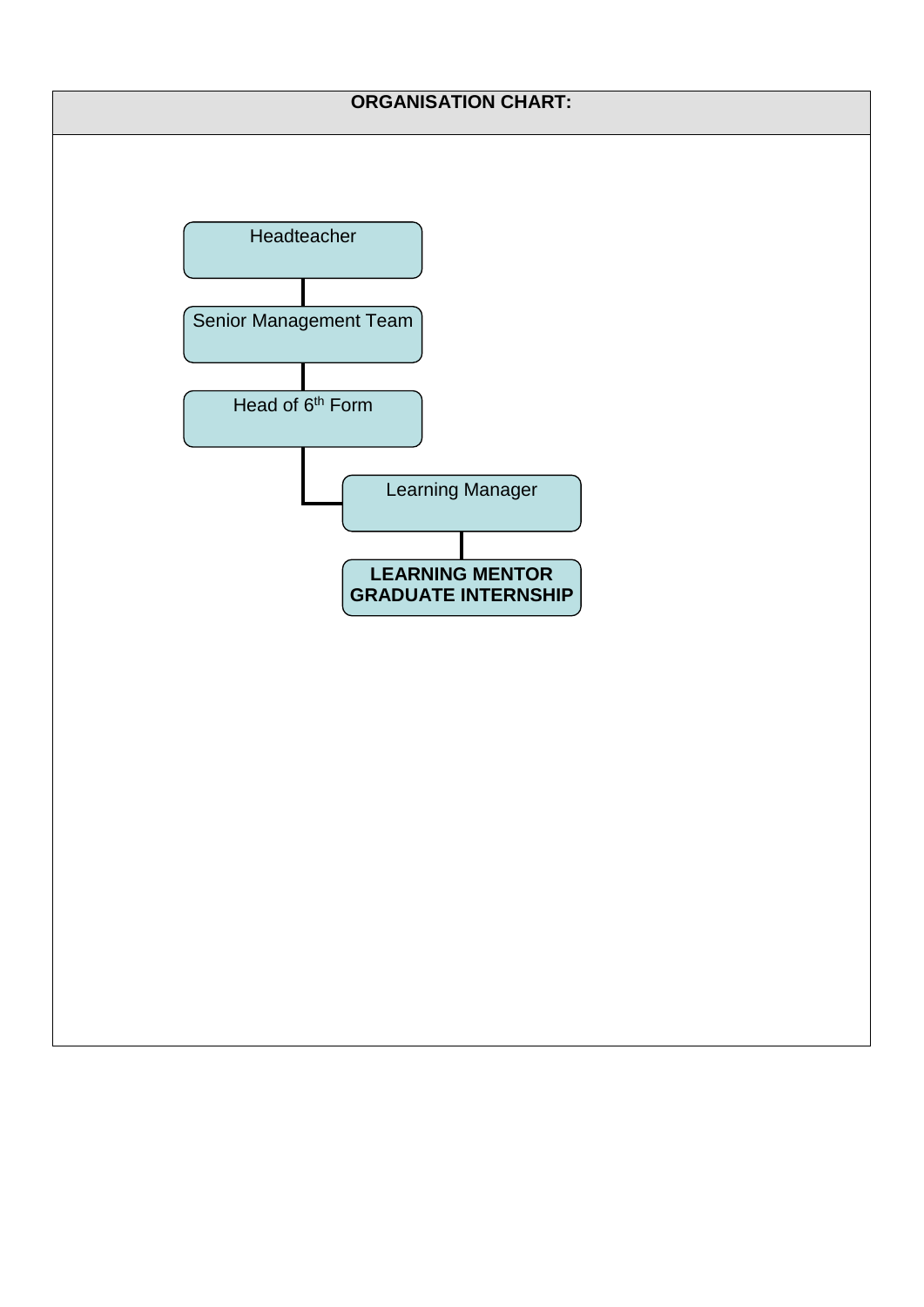**ORGANISATION CHART:**

- Headteacher
  - Senior Management Team
    - Head of 6th Form
      - Learning Manager
        - **LEARNING MENTOR GRADUATE INTERNSHIP**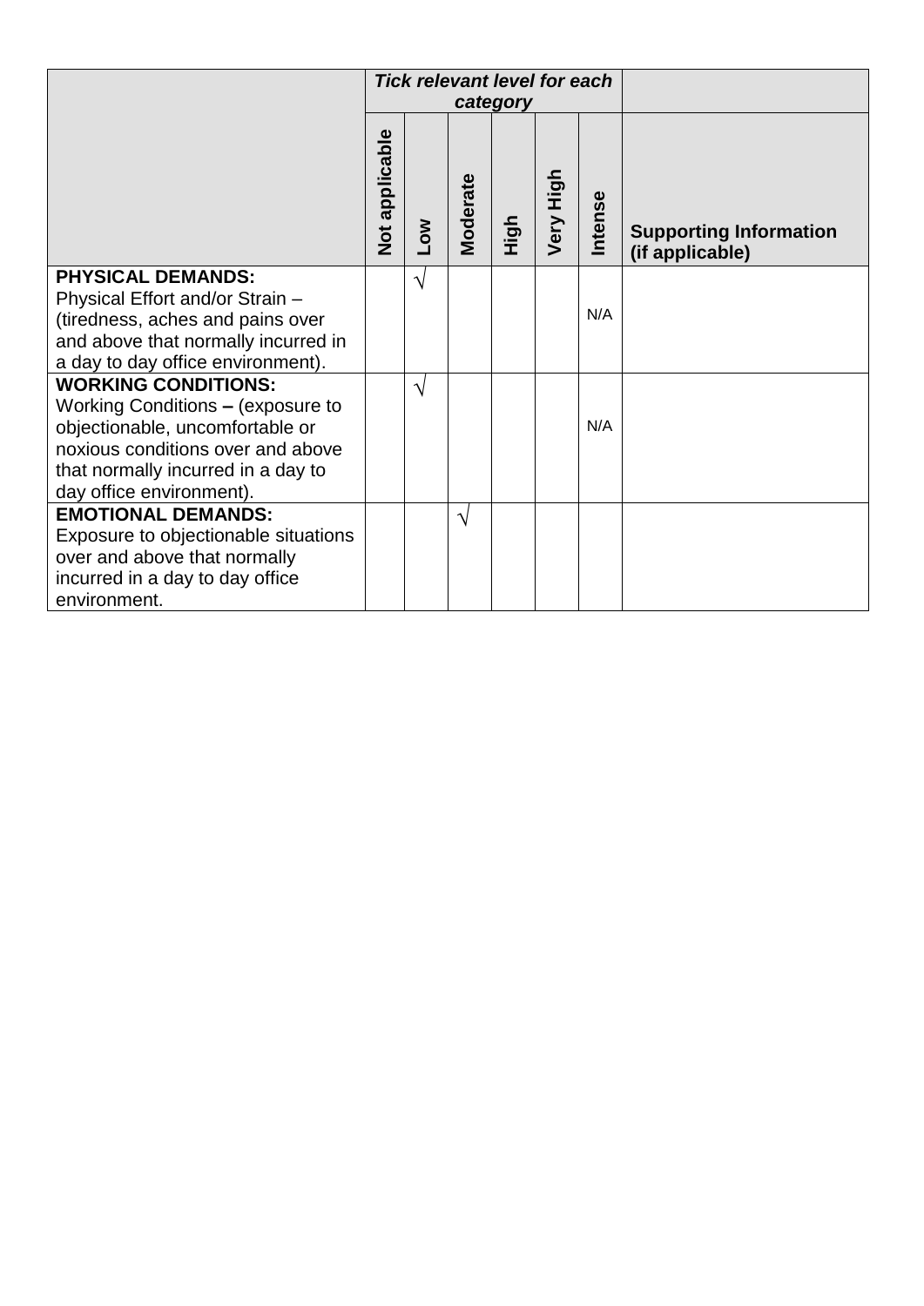| | *Tick relevant level for each category* | | | | | | |
|---|---|---|---|---|---|---|---|
| | **Not applicable** | **Low** | **Moderate** | **High** | **Very High** | **Intense** | **Supporting Information (if applicable)** |
| **PHYSICAL DEMANDS:** Physical Effort and/or Strain – (tiredness, aches and pains over and above that normally incurred in a day to day office environment). | | √ | | | | N/A | |
| **WORKING CONDITIONS:** Working Conditions **–** (exposure to objectionable, uncomfortable or noxious conditions over and above that normally incurred in a day to day office environment). | | √ | | | | N/A | |
| **EMOTIONAL DEMANDS:** Exposure to objectionable situations over and above that normally incurred in a day to day office environment. | | | √ | | | | |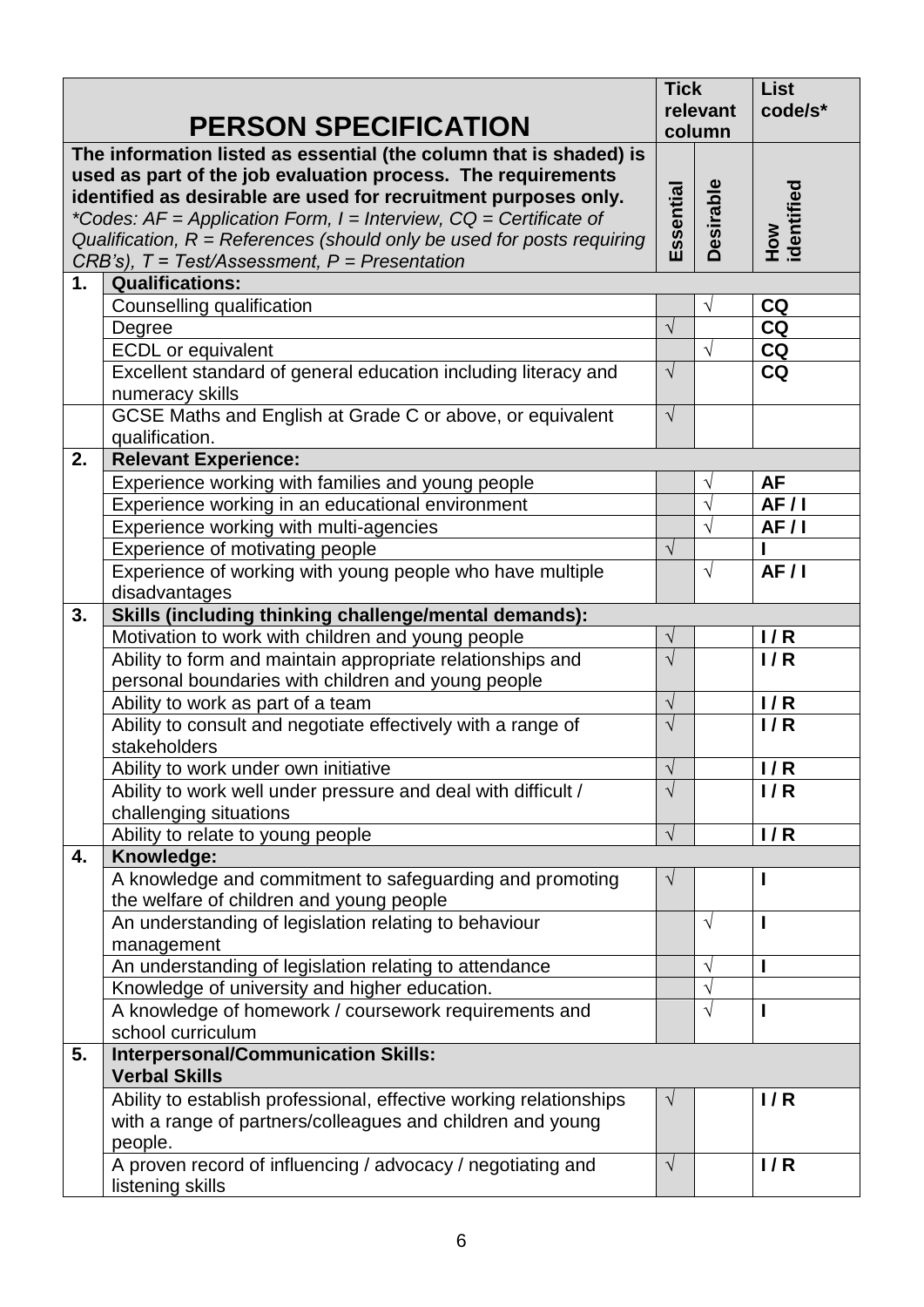| | PERSON SPECIFICATION | Tick relevant column | | List code/s* |
|---|---|---|---|---|
| | **The information listed as essential (the column that is shaded) is used as part of the job evaluation process. The requirements identified as desirable are used for recruitment purposes only.** *\*Codes: AF = Application Form, I = Interview, CQ = Certificate of Qualification, R = References (should only be used for posts requiring CRB's), T = Test/Assessment, P = Presentation* | **Essential** | **Desirable** | **How identified** |
| **1.** | **Qualifications:** | | | |
| | Counselling qualification | | √ | **CQ** |
| | Degree | √ | | **CQ** |
| | ECDL or equivalent | | √ | **CQ** |
| | Excellent standard of general education including literacy and numeracy skills | √ | | **CQ** |
| | GCSE Maths and English at Grade C or above, or equivalent qualification. | √ | | |
| **2.** | **Relevant Experience:** | | | |
| | Experience working with families and young people | | √ | **AF** |
| | Experience working in an educational environment | | √ | **AF / I** |
| | Experience working with multi-agencies | | √ | **AF / I** |
| | Experience of motivating people | √ | | **I** |
| | Experience of working with young people who have multiple disadvantages | | √ | **AF / I** |
| **3.** | **Skills (including thinking challenge/mental demands):** | | | |
| | Motivation to work with children and young people | √ | | **I / R** |
| | Ability to form and maintain appropriate relationships and personal boundaries with children and young people | √ | | **I / R** |
| | Ability to work as part of a team | √ | | **I / R** |
| | Ability to consult and negotiate effectively with a range of stakeholders | √ | | **I / R** |
| | Ability to work under own initiative | √ | | **I / R** |
| | Ability to work well under pressure and deal with difficult / challenging situations | √ | | **I / R** |
| | Ability to relate to young people | √ | | **I / R** |
| **4.** | **Knowledge:** | | | |
| | A knowledge and commitment to safeguarding and promoting the welfare of children and young people | √ | | **I** |
| | An understanding of legislation relating to behaviour management | | √ | **I** |
| | An understanding of legislation relating to attendance | | √ | **I** |
| | Knowledge of university and higher education. | | √ | |
| | A knowledge of homework / coursework requirements and school curriculum | | √ | **I** |
| **5.** | **Interpersonal/Communication Skills:** **Verbal Skills** | | | |
| | Ability to establish professional, effective working relationships with a range of partners/colleagues and children and young people. | √ | | **I / R** |
| | A proven record of influencing / advocacy / negotiating and listening skills | √ | | **I / R** |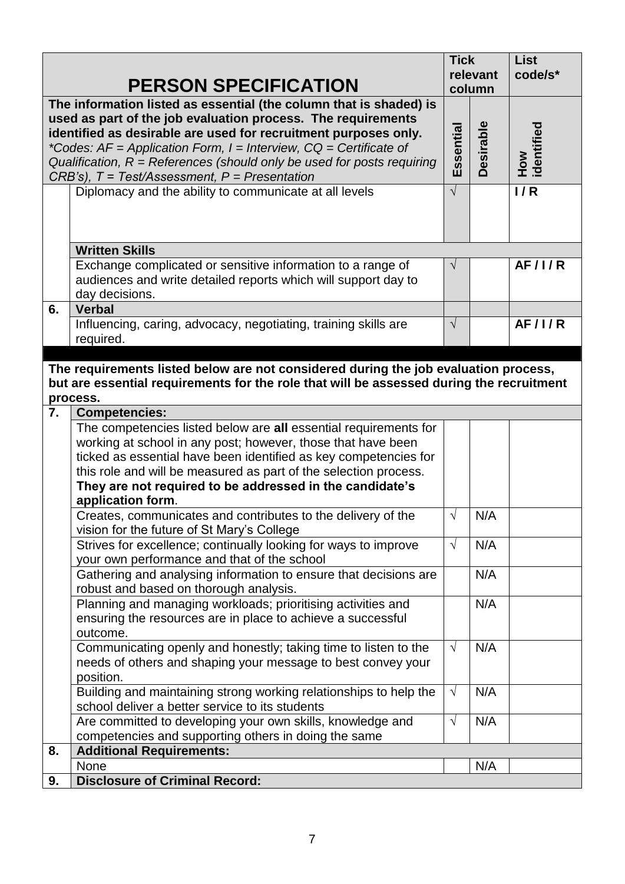| | PERSON SPECIFICATION | Tick relevant column | | List code/s* |
|---|---|---|---|---|
| | **The information listed as essential (the column that is shaded) is used as part of the job evaluation process. The requirements identified as desirable are used for recruitment purposes only.** *\*Codes: AF = Application Form, I = Interview, CQ = Certificate of Qualification, R = References (should only be used for posts requiring CRB's), T = Test/Assessment, P = Presentation* | **Essential** | **Desirable** | **How identified** |
| | Diplomacy and the ability to communicate at all levels | √ | | **I / R** |
| | **Written Skills** | | | |
| | Exchange complicated or sensitive information to a range of audiences and write detailed reports which will support day to day decisions. | √ | | **AF / I / R** |
| **6.** | **Verbal** | | | |
| | Influencing, caring, advocacy, negotiating, training skills are required. | √ | | **AF / I / R** |
| | **The requirements listed below are not considered during the job evaluation process, but are essential requirements for the role that will be assessed during the recruitment process.** | | | |
| **7.** | **Competencies:** | | | |
| | The competencies listed below are **all** essential requirements for working at school in any post; however, those that have been ticked as essential have been identified as key competencies for this role and will be measured as part of the selection process. **They are not required to be addressed in the candidate's application form**. | | | |
| | Creates, communicates and contributes to the delivery of the vision for the future of St Mary's College | √ | N/A | |
| | Strives for excellence; continually looking for ways to improve your own performance and that of the school | √ | N/A | |
| | Gathering and analysing information to ensure that decisions are robust and based on thorough analysis. | | N/A | |
| | Planning and managing workloads; prioritising activities and ensuring the resources are in place to achieve a successful outcome. | | N/A | |
| | Communicating openly and honestly; taking time to listen to the needs of others and shaping your message to best convey your position. | √ | N/A | |
| | Building and maintaining strong working relationships to help the school deliver a better service to its students | √ | N/A | |
| | Are committed to developing your own skills, knowledge and competencies and supporting others in doing the same | √ | N/A | |
| **8.** | **Additional Requirements:** | | | |
| | None | | N/A | |
| **9.** | **Disclosure of Criminal Record:** | | | |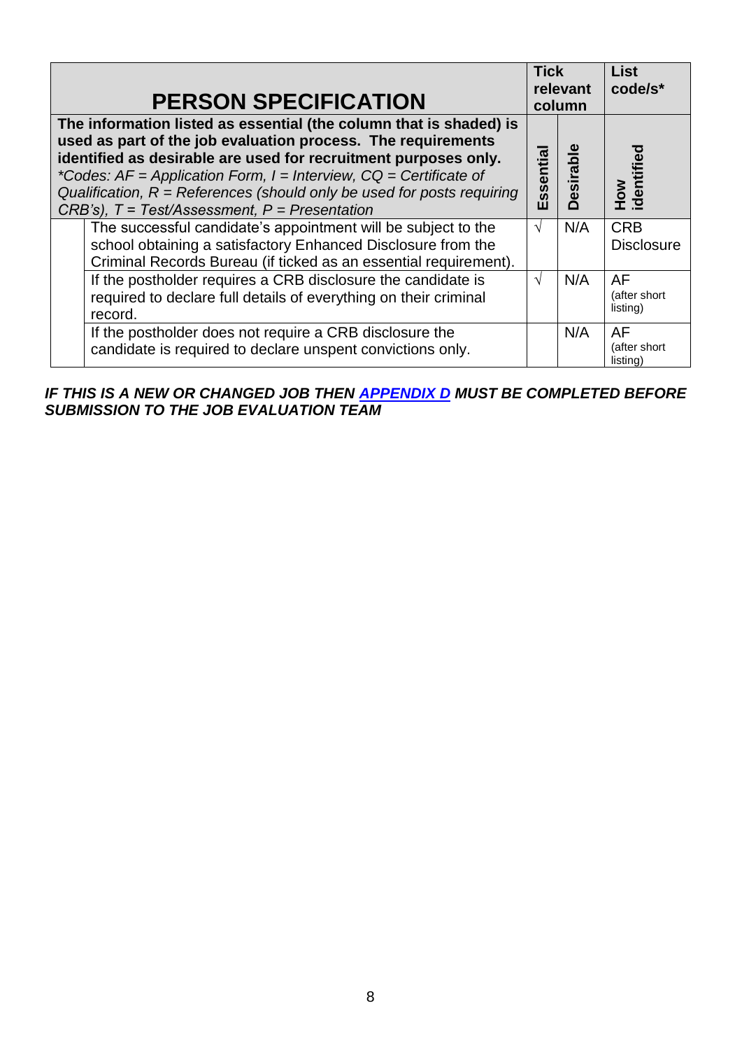| PERSON SPECIFICATION | | Tick relevant column | | List code/s* |
|---|---|---|---|---|
| **The information listed as essential (the column that is shaded) is used as part of the job evaluation process. The requirements identified as desirable are used for recruitment purposes only.** *\*Codes: AF = Application Form, I = Interview, CQ = Certificate of Qualification, R = References (should only be used for posts requiring CRB's), T = Test/Assessment, P = Presentation* | | **Essential** | **Desirable** | **How identified** |
| | The successful candidate's appointment will be subject to the school obtaining a satisfactory Enhanced Disclosure from the Criminal Records Bureau (if ticked as an essential requirement). | √ | N/A | CRB Disclosure |
| | If the postholder requires a CRB disclosure the candidate is required to declare full details of everything on their criminal record. | √ | N/A | AF (after short listing) |
| | If the postholder does not require a CRB disclosure the candidate is required to declare unspent convictions only. | | N/A | AF (after short listing) |

***IF THIS IS A NEW OR CHANGED JOB THEN APPENDIX D MUST BE COMPLETED BEFORE SUBMISSION TO THE JOB EVALUATION TEAM***